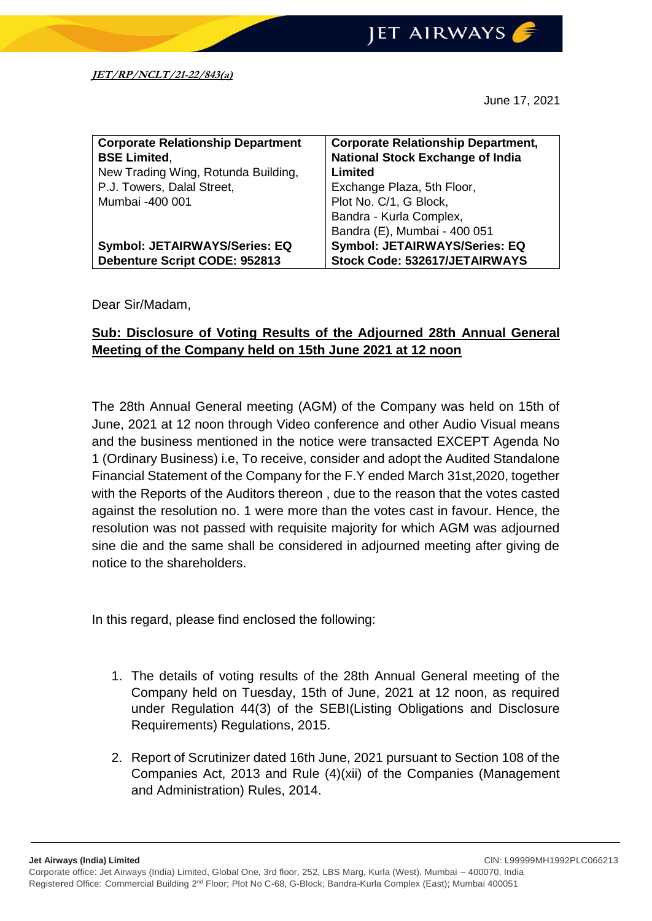*JET/RP/NCLT/21-22/843(a)*

June 17, 2021

| **Corporate Relationship Department** **BSE Limited**, New Trading Wing, Rotunda Building, P.J. Towers, Dalal Street, Mumbai -400 001 | **Corporate Relationship Department, National Stock Exchange of India Limited** Exchange Plaza, 5th Floor, Plot No. C/1, G Block, Bandra - Kurla Complex, Bandra (E), Mumbai - 400 051 |
|---|---|
| **Symbol: JETAIRWAYS/Series: EQ** **Debenture Script CODE: 952813** | **Symbol: JETAIRWAYS/Series: EQ** **Stock Code: 532617/JETAIRWAYS** |

Dear Sir/Madam,

**Sub: Disclosure of Voting Results of the Adjourned 28th Annual General Meeting of the Company held on 15th June 2021 at 12 noon**

The 28th Annual General meeting (AGM) of the Company was held on 15th of June, 2021 at 12 noon through Video conference and other Audio Visual means and the business mentioned in the notice were transacted EXCEPT Agenda No 1 (Ordinary Business) i.e, To receive, consider and adopt the Audited Standalone Financial Statement of the Company for the F.Y ended March 31st,2020, together with the Reports of the Auditors thereon , due to the reason that the votes casted against the resolution no. 1 were more than the votes cast in favour. Hence, the resolution was not passed with requisite majority for which AGM was adjourned sine die and the same shall be considered in adjourned meeting after giving de notice to the shareholders.

In this regard, please find enclosed the following:

1. The details of voting results of the 28th Annual General meeting of the Company held on Tuesday, 15th of June, 2021 at 12 noon, as required under Regulation 44(3) of the SEBI(Listing Obligations and Disclosure Requirements) Regulations, 2015.
2. Report of Scrutinizer dated 16th June, 2021 pursuant to Section 108 of the Companies Act, 2013 and Rule (4)(xii) of the Companies (Management and Administration) Rules, 2014.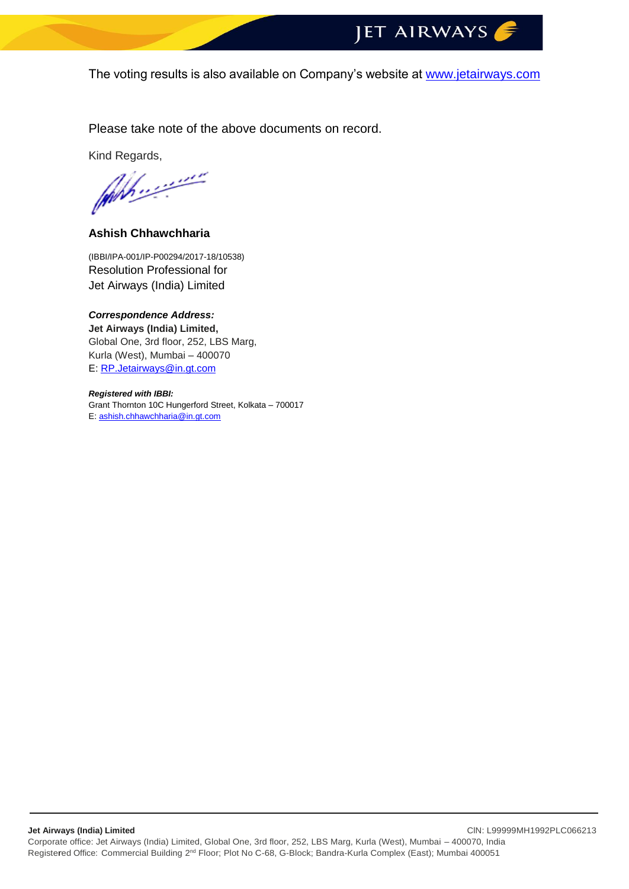The voting results is also available on Company's website at [www.jetairways.com](http://www.jetairways.com)

Please take note of the above documents on record.

Kind Regards,

**Ashish Chhawchharia**

(IBBI/IPA-001/IP-P00294/2017-18/10538)
Resolution Professional for
Jet Airways (India) Limited

***Correspondence Address:***
**Jet Airways (India) Limited,**
Global One, 3rd floor, 252, LBS Marg,
Kurla (West), Mumbai – 400070
E: RP.Jetairways@in.gt.com

***Registered with IBBI:***
Grant Thornton 10C Hungerford Street, Kolkata – 700017
E: ashish.chhawchharia@in.gt.com

**Jet Airways (India) Limited** CIN: L99999MH1992PLC066213
Corporate office: Jet Airways (India) Limited, Global One, 3rd floor, 252, LBS Marg, Kurla (West), Mumbai – 400070, India
Registered Office: Commercial Building 2nd Floor; Plot No C-68, G-Block; Bandra-Kurla Complex (East); Mumbai 400051